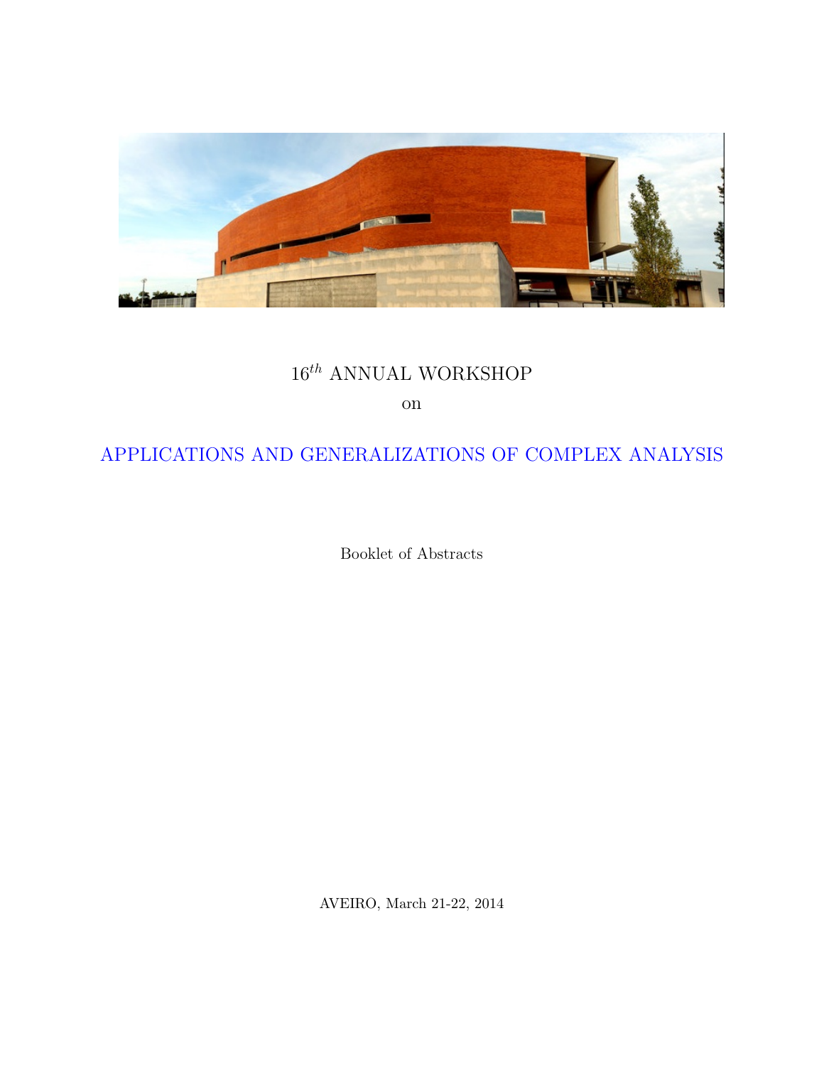16$^{th}$ ANNUAL WORKSHOP

on

# APPLICATIONS AND GENERALIZATIONS OF COMPLEX ANALYSIS

Booklet of Abstracts

AVEIRO, March 21-22, 2014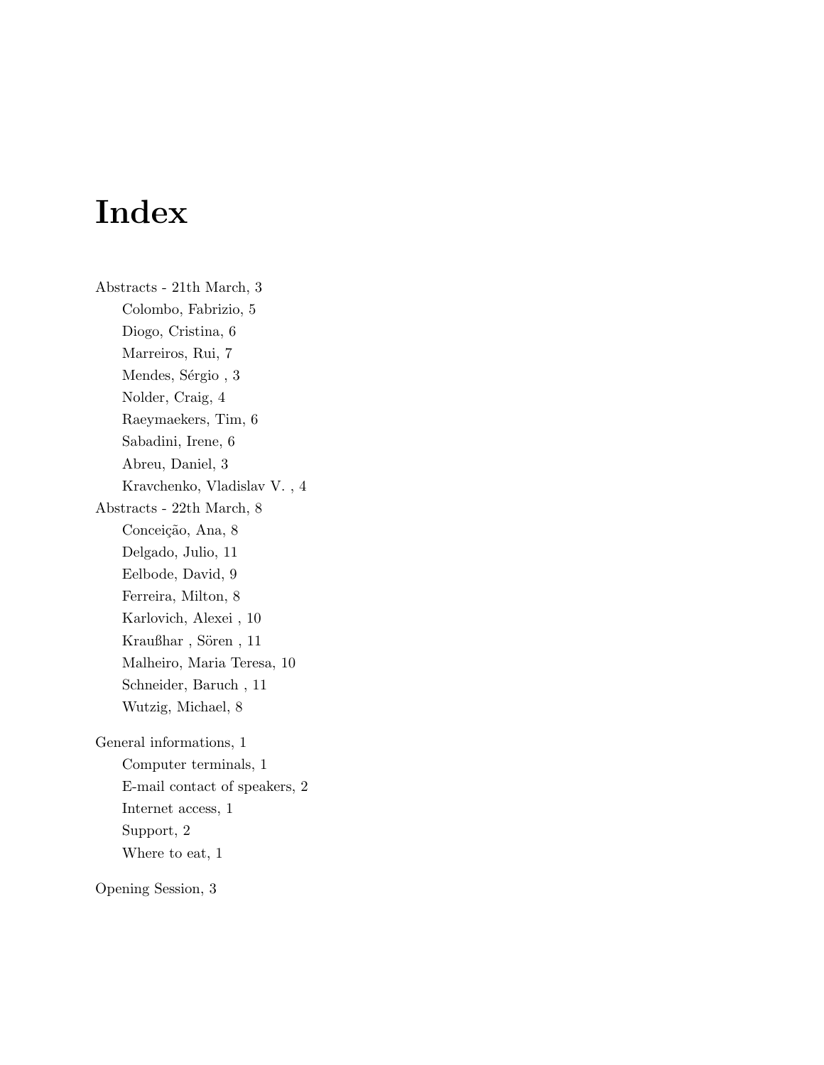# Index

Abstracts - 21th March, 3
- Colombo, Fabrizio, 5
- Diogo, Cristina, 6
- Marreiros, Rui, 7
- Mendes, Sérgio , 3
- Nolder, Craig, 4
- Raeymaekers, Tim, 6
- Sabadini, Irene, 6
- Abreu, Daniel, 3
- Kravchenko, Vladislav V. , 4

Abstracts - 22th March, 8
- Conceição, Ana, 8
- Delgado, Julio, 11
- Eelbode, David, 9
- Ferreira, Milton, 8
- Karlovich, Alexei , 10
- Kraußhar , Sören , 11
- Malheiro, Maria Teresa, 10
- Schneider, Baruch , 11
- Wutzig, Michael, 8

General informations, 1
- Computer terminals, 1
- E-mail contact of speakers, 2
- Internet access, 1
- Support, 2
- Where to eat, 1

Opening Session, 3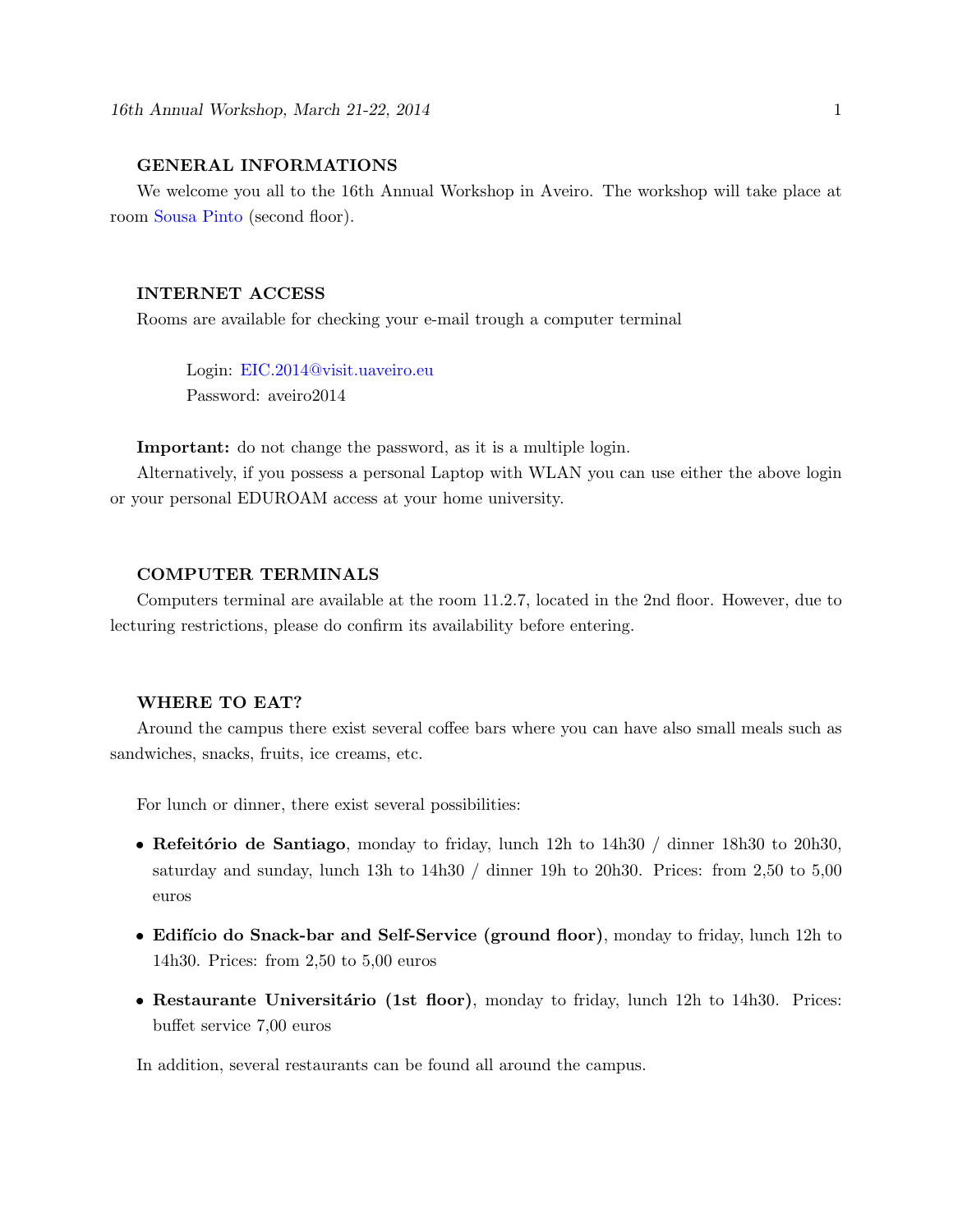### GENERAL INFORMATIONS

We welcome you all to the 16th Annual Workshop in Aveiro. The workshop will take place at room Sousa Pinto (second floor).

### INTERNET ACCESS

Rooms are available for checking your e-mail trough a computer terminal

> Login: EIC.2014@visit.uaveiro.eu
> Password: aveiro2014

**Important:** do not change the password, as it is a multiple login.

Alternatively, if you possess a personal Laptop with WLAN you can use either the above login or your personal EDUROAM access at your home university.

### COMPUTER TERMINALS

Computers terminal are available at the room 11.2.7, located in the 2nd floor. However, due to lecturing restrictions, please do confirm its availability before entering.

### WHERE TO EAT?

Around the campus there exist several coffee bars where you can have also small meals such as sandwiches, snacks, fruits, ice creams, etc.

For lunch or dinner, there exist several possibilities:

- **Refeitório de Santiago**, monday to friday, lunch 12h to 14h30 / dinner 18h30 to 20h30, saturday and sunday, lunch 13h to 14h30 / dinner 19h to 20h30. Prices: from 2,50 to 5,00 euros
- **Edifício do Snack-bar and Self-Service (ground floor)**, monday to friday, lunch 12h to 14h30. Prices: from 2,50 to 5,00 euros
- **Restaurante Universitário (1st floor)**, monday to friday, lunch 12h to 14h30. Prices: buffet service 7,00 euros

In addition, several restaurants can be found all around the campus.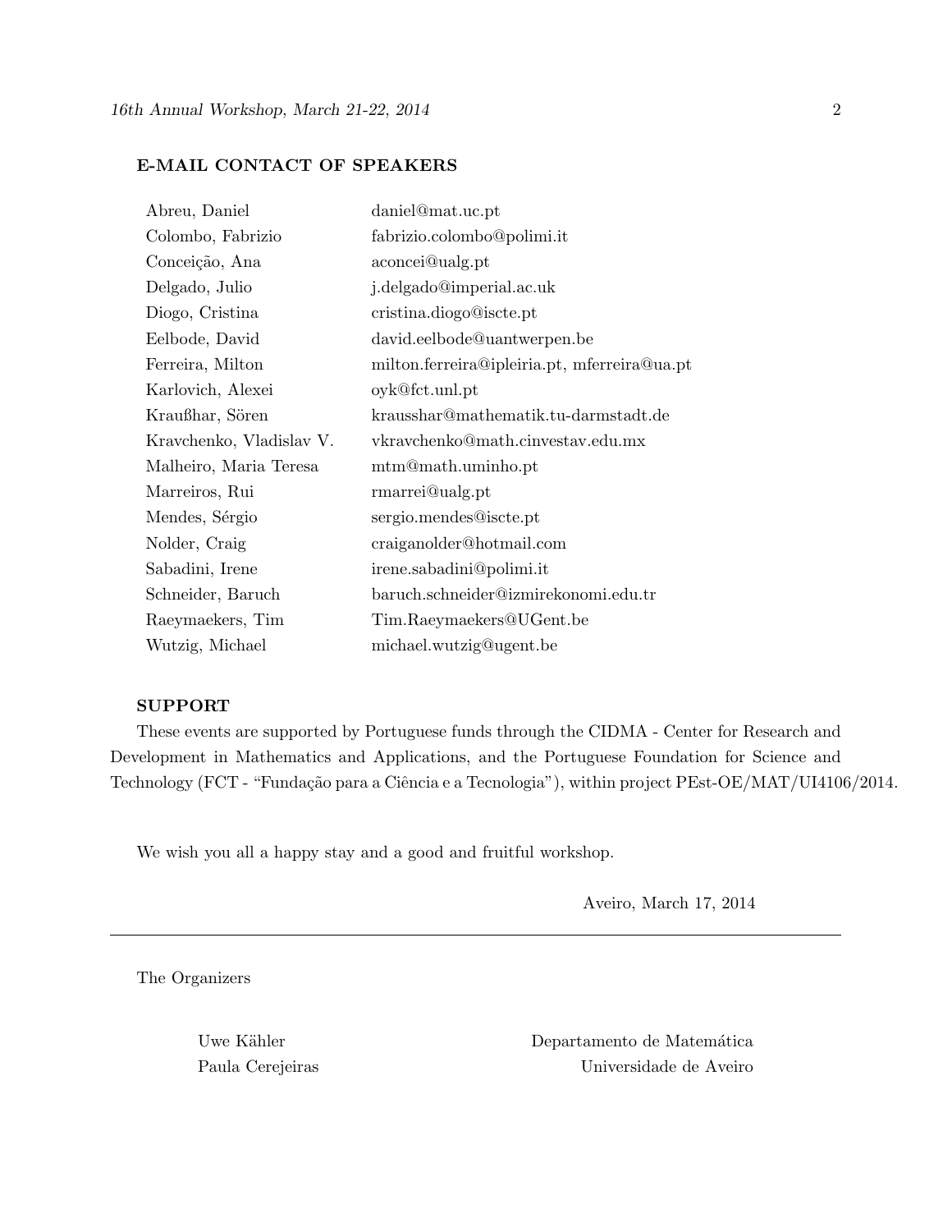### E-MAIL CONTACT OF SPEAKERS

| | |
|---|---|
| Abreu, Daniel | daniel@mat.uc.pt |
| Colombo, Fabrizio | fabrizio.colombo@polimi.it |
| Conceição, Ana | aconcei@ualg.pt |
| Delgado, Julio | j.delgado@imperial.ac.uk |
| Diogo, Cristina | cristina.diogo@iscte.pt |
| Eelbode, David | david.eelbode@uantwerpen.be |
| Ferreira, Milton | milton.ferreira@ipleiria.pt, mferreira@ua.pt |
| Karlovich, Alexei | oyk@fct.unl.pt |
| Kraußhar, Sören | krausshar@mathematik.tu-darmstadt.de |
| Kravchenko, Vladislav V. | vkravchenko@math.cinvestav.edu.mx |
| Malheiro, Maria Teresa | mtm@math.uminho.pt |
| Marreiros, Rui | rmarrei@ualg.pt |
| Mendes, Sérgio | sergio.mendes@iscte.pt |
| Nolder, Craig | craiganolder@hotmail.com |
| Sabadini, Irene | irene.sabadini@polimi.it |
| Schneider, Baruch | baruch.schneider@izmirekonomi.edu.tr |
| Raeymaekers, Tim | Tim.Raeymaekers@UGent.be |
| Wutzig, Michael | michael.wutzig@ugent.be |

### SUPPORT

These events are supported by Portuguese funds through the CIDMA - Center for Research and Development in Mathematics and Applications, and the Portuguese Foundation for Science and Technology (FCT - "Fundação para a Ciência e a Tecnologia"), within project PEst-OE/MAT/UI4106/2014.

We wish you all a happy stay and a good and fruitful workshop.

Aveiro, March 17, 2014

---

The Organizers

Uwe Kähler
Paula Cerejeiras

Departamento de Matemática
Universidade de Aveiro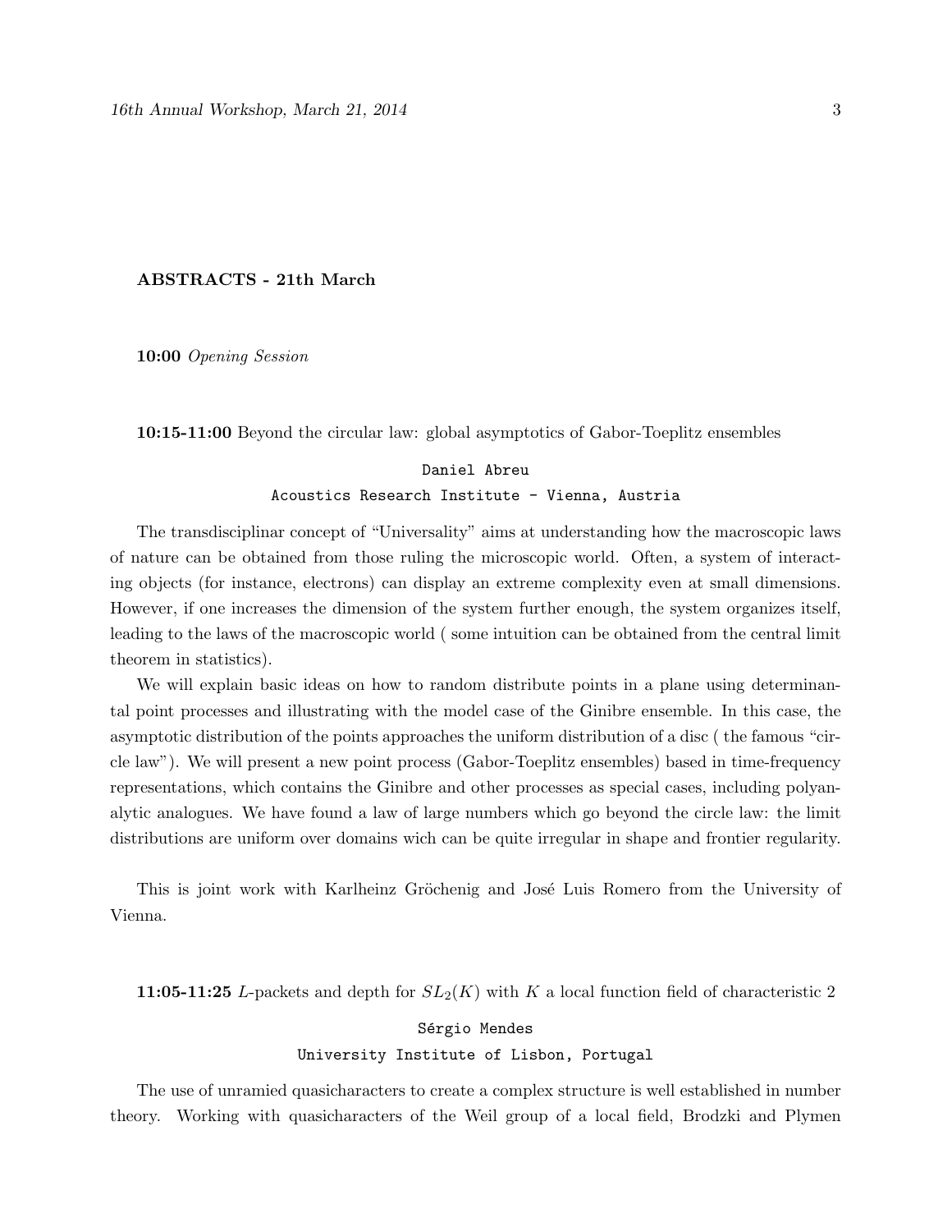**ABSTRACTS - 21th March**

**10:00** *Opening Session*

**10:15-11:00** Beyond the circular law: global asymptotics of Gabor-Toeplitz ensembles

Daniel Abreu

Acoustics Research Institute - Vienna, Austria

The transdisciplinar concept of "Universality" aims at understanding how the macroscopic laws of nature can be obtained from those ruling the microscopic world. Often, a system of interacting objects (for instance, electrons) can display an extreme complexity even at small dimensions. However, if one increases the dimension of the system further enough, the system organizes itself, leading to the laws of the macroscopic world ( some intuition can be obtained from the central limit theorem in statistics).

We will explain basic ideas on how to random distribute points in a plane using determinantal point processes and illustrating with the model case of the Ginibre ensemble. In this case, the asymptotic distribution of the points approaches the uniform distribution of a disc ( the famous "circle law"). We will present a new point process (Gabor-Toeplitz ensembles) based in time-frequency representations, which contains the Ginibre and other processes as special cases, including polyanalytic analogues. We have found a law of large numbers which go beyond the circle law: the limit distributions are uniform over domains wich can be quite irregular in shape and frontier regularity.

This is joint work with Karlheinz Gröchenig and José Luis Romero from the University of Vienna.

**11:05-11:25** $L$-packets and depth for $SL_2(K)$ with $K$ a local function field of characteristic 2

Sérgio Mendes

University Institute of Lisbon, Portugal

The use of unramied quasicharacters to create a complex structure is well established in number theory. Working with quasicharacters of the Weil group of a local field, Brodzki and Plymen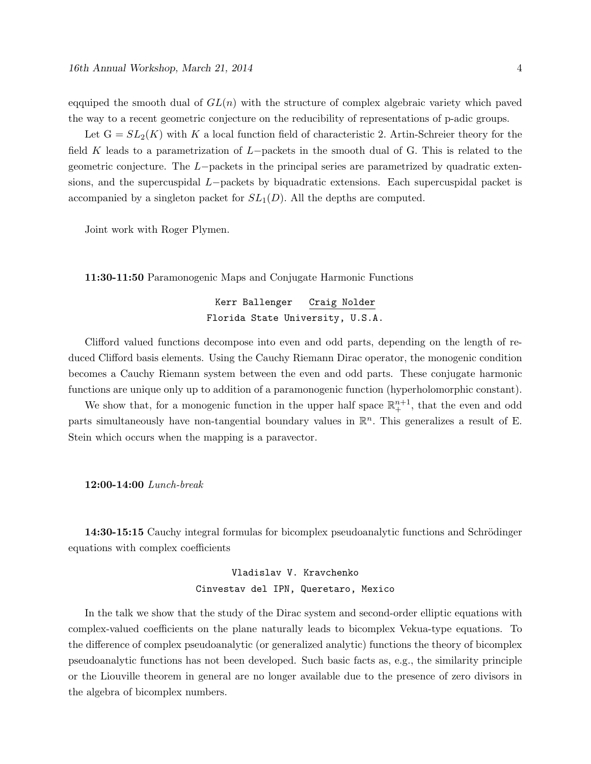eqquiped the smooth dual of $GL(n)$ with the structure of complex algebraic variety which paved the way to a recent geometric conjecture on the reducibility of representations of p-adic groups.

Let $\mathrm{G} = SL_2(K)$ with $K$ a local function field of characteristic 2. Artin-Schreier theory for the field $K$ leads to a parametrization of $L-$packets in the smooth dual of G. This is related to the geometric conjecture. The $L-$packets in the principal series are parametrized by quadratic extensions, and the supercuspidal $L-$packets by biquadratic extensions. Each supercuspidal packet is accompanied by a singleton packet for $SL_1(D)$. All the depths are computed.

Joint work with Roger Plymen.

**11:30-11:50** Paramonogenic Maps and Conjugate Harmonic Functions

Kerr Ballenger  Craig Nolder
Florida State University, U.S.A.

Clifford valued functions decompose into even and odd parts, depending on the length of reduced Clifford basis elements. Using the Cauchy Riemann Dirac operator, the monogenic condition becomes a Cauchy Riemann system between the even and odd parts. These conjugate harmonic functions are unique only up to addition of a paramonogenic function (hyperholomorphic constant).

We show that, for a monogenic function in the upper half space $\mathbb{R}^{n+1}_+$, that the even and odd parts simultaneously have non-tangential boundary values in $\mathbb{R}^n$. This generalizes a result of E. Stein which occurs when the mapping is a paravector.

**12:00-14:00** *Lunch-break*

**14:30-15:15** Cauchy integral formulas for bicomplex pseudoanalytic functions and Schrödinger equations with complex coefficients

Vladislav V. Kravchenko
Cinvestav del IPN, Queretaro, Mexico

In the talk we show that the study of the Dirac system and second-order elliptic equations with complex-valued coefficients on the plane naturally leads to bicomplex Vekua-type equations. To the difference of complex pseudoanalytic (or generalized analytic) functions the theory of bicomplex pseudoanalytic functions has not been developed. Such basic facts as, e.g., the similarity principle or the Liouville theorem in general are no longer available due to the presence of zero divisors in the algebra of bicomplex numbers.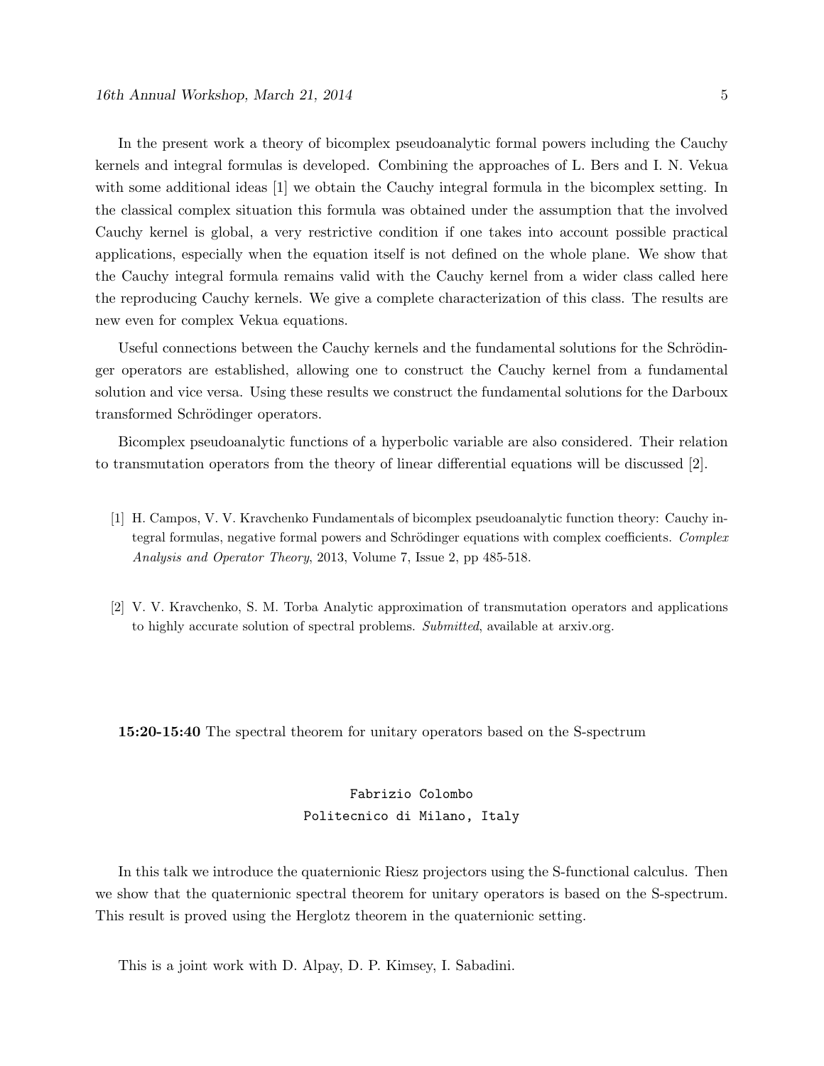In the present work a theory of bicomplex pseudoanalytic formal powers including the Cauchy kernels and integral formulas is developed. Combining the approaches of L. Bers and I. N. Vekua with some additional ideas [1] we obtain the Cauchy integral formula in the bicomplex setting. In the classical complex situation this formula was obtained under the assumption that the involved Cauchy kernel is global, a very restrictive condition if one takes into account possible practical applications, especially when the equation itself is not defined on the whole plane. We show that the Cauchy integral formula remains valid with the Cauchy kernel from a wider class called here the reproducing Cauchy kernels. We give a complete characterization of this class. The results are new even for complex Vekua equations.

Useful connections between the Cauchy kernels and the fundamental solutions for the Schrödinger operators are established, allowing one to construct the Cauchy kernel from a fundamental solution and vice versa. Using these results we construct the fundamental solutions for the Darboux transformed Schrödinger operators.

Bicomplex pseudoanalytic functions of a hyperbolic variable are also considered. Their relation to transmutation operators from the theory of linear differential equations will be discussed [2].

[1] H. Campos, V. V. Kravchenko Fundamentals of bicomplex pseudoanalytic function theory: Cauchy integral formulas, negative formal powers and Schrödinger equations with complex coefficients. *Complex Analysis and Operator Theory*, 2013, Volume 7, Issue 2, pp 485-518.

[2] V. V. Kravchenko, S. M. Torba Analytic approximation of transmutation operators and applications to highly accurate solution of spectral problems. *Submitted*, available at arxiv.org.

**15:20-15:40** The spectral theorem for unitary operators based on the S-spectrum

Fabrizio Colombo
Politecnico di Milano, Italy

In this talk we introduce the quaternionic Riesz projectors using the S-functional calculus. Then we show that the quaternionic spectral theorem for unitary operators is based on the S-spectrum. This result is proved using the Herglotz theorem in the quaternionic setting.

This is a joint work with D. Alpay, D. P. Kimsey, I. Sabadini.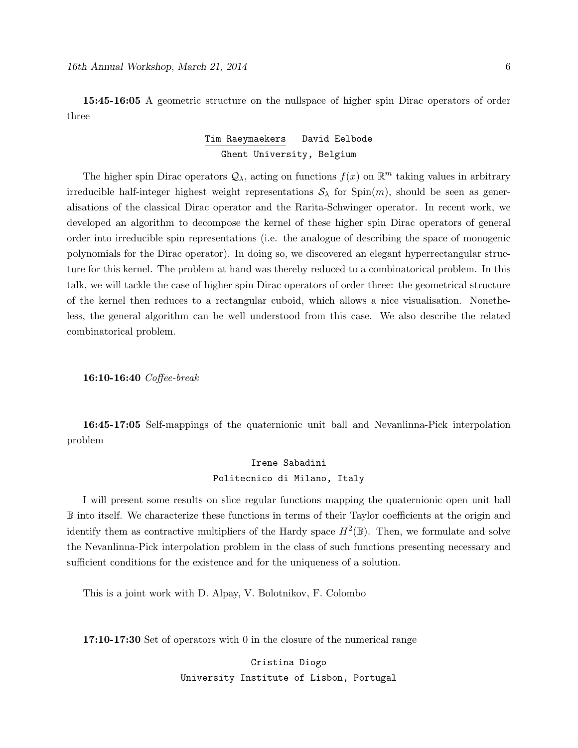**15:45-16:05** A geometric structure on the nullspace of higher spin Dirac operators of order three

<u>Tim Raeymaekers</u> David Eelbode
Ghent University, Belgium

The higher spin Dirac operators $\mathcal{Q}_\lambda$, acting on functions $f(x)$ on $\mathbb{R}^m$ taking values in arbitrary irreducible half-integer highest weight representations $\mathcal{S}_\lambda$ for $\text{Spin}(m)$, should be seen as generalisations of the classical Dirac operator and the Rarita-Schwinger operator. In recent work, we developed an algorithm to decompose the kernel of these higher spin Dirac operators of general order into irreducible spin representations (i.e. the analogue of describing the space of monogenic polynomials for the Dirac operator). In doing so, we discovered an elegant hyperrectangular structure for this kernel. The problem at hand was thereby reduced to a combinatorical problem. In this talk, we will tackle the case of higher spin Dirac operators of order three: the geometrical structure of the kernel then reduces to a rectangular cuboid, which allows a nice visualisation. Nonetheless, the general algorithm can be well understood from this case. We also describe the related combinatorical problem.

**16:10-16:40** *Coffee-break*

**16:45-17:05** Self-mappings of the quaternionic unit ball and Nevanlinna-Pick interpolation problem

Irene Sabadini
Politecnico di Milano, Italy

I will present some results on slice regular functions mapping the quaternionic open unit ball $\mathbb{B}$ into itself. We characterize these functions in terms of their Taylor coefficients at the origin and identify them as contractive multipliers of the Hardy space $H^2(\mathbb{B})$. Then, we formulate and solve the Nevanlinna-Pick interpolation problem in the class of such functions presenting necessary and sufficient conditions for the existence and for the uniqueness of a solution.

This is a joint work with D. Alpay, V. Bolotnikov, F. Colombo

**17:10-17:30** Set of operators with 0 in the closure of the numerical range

Cristina Diogo
University Institute of Lisbon, Portugal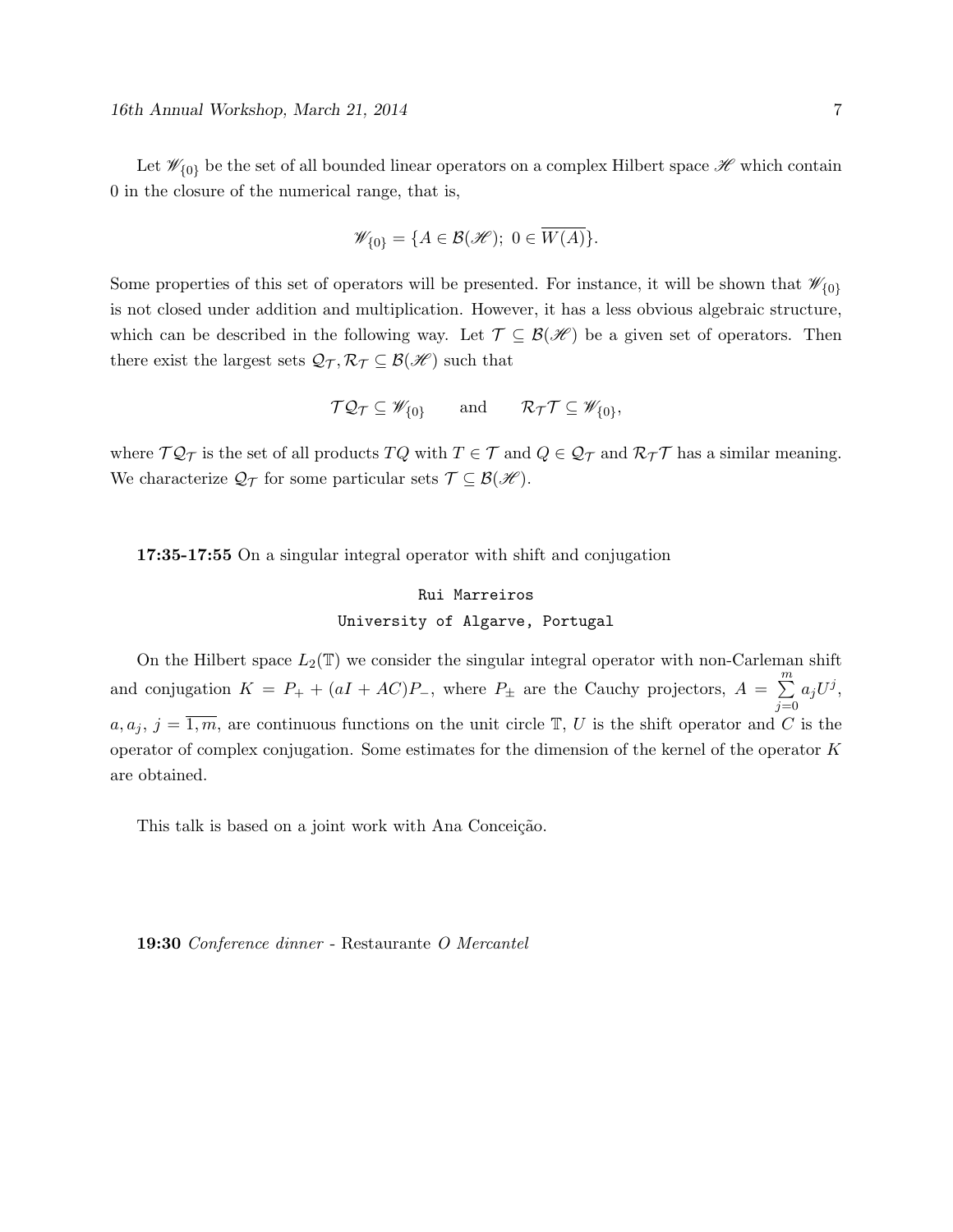Let $\mathscr{W}_{\{0\}}$ be the set of all bounded linear operators on a complex Hilbert space $\mathscr{H}$ which contain 0 in the closure of the numerical range, that is,

$$\mathscr{W}_{\{0\}} = \{A \in \mathcal{B}(\mathscr{H});\ 0 \in \overline{W(A)}\}.$$

Some properties of this set of operators will be presented. For instance, it will be shown that $\mathscr{W}_{\{0\}}$ is not closed under addition and multiplication. However, it has a less obvious algebraic structure, which can be described in the following way. Let $\mathcal{T} \subseteq \mathcal{B}(\mathscr{H})$ be a given set of operators. Then there exist the largest sets $\mathcal{Q}_{\mathcal{T}}, \mathcal{R}_{\mathcal{T}} \subseteq \mathcal{B}(\mathscr{H})$ such that

$$\mathcal{T}\mathcal{Q}_{\mathcal{T}} \subseteq \mathscr{W}_{\{0\}} \qquad \text{and} \qquad \mathcal{R}_{\mathcal{T}}\mathcal{T} \subseteq \mathscr{W}_{\{0\}},$$

where $\mathcal{T}\mathcal{Q}_{\mathcal{T}}$ is the set of all products $TQ$ with $T \in \mathcal{T}$ and $Q \in \mathcal{Q}_{\mathcal{T}}$ and $\mathcal{R}_{\mathcal{T}}\mathcal{T}$ has a similar meaning. We characterize $\mathcal{Q}_{\mathcal{T}}$ for some particular sets $\mathcal{T} \subseteq \mathcal{B}(\mathscr{H})$.

**17:35-17:55** On a singular integral operator with shift and conjugation

Rui Marreiros
University of Algarve, Portugal

On the Hilbert space $L_2(\mathbb{T})$ we consider the singular integral operator with non-Carleman shift and conjugation $K = P_+ + (aI + AC)P_-$, where $P_\pm$ are the Cauchy projectors, $A = \sum_{j=0}^{m} a_j U^j$, $a, a_j,\ j = \overline{1,m}$, are continuous functions on the unit circle $\mathbb{T}$, $U$ is the shift operator and $C$ is the operator of complex conjugation. Some estimates for the dimension of the kernel of the operator $K$ are obtained.

This talk is based on a joint work with Ana Conceição.

**19:30** *Conference dinner* - Restaurante *O Mercantel*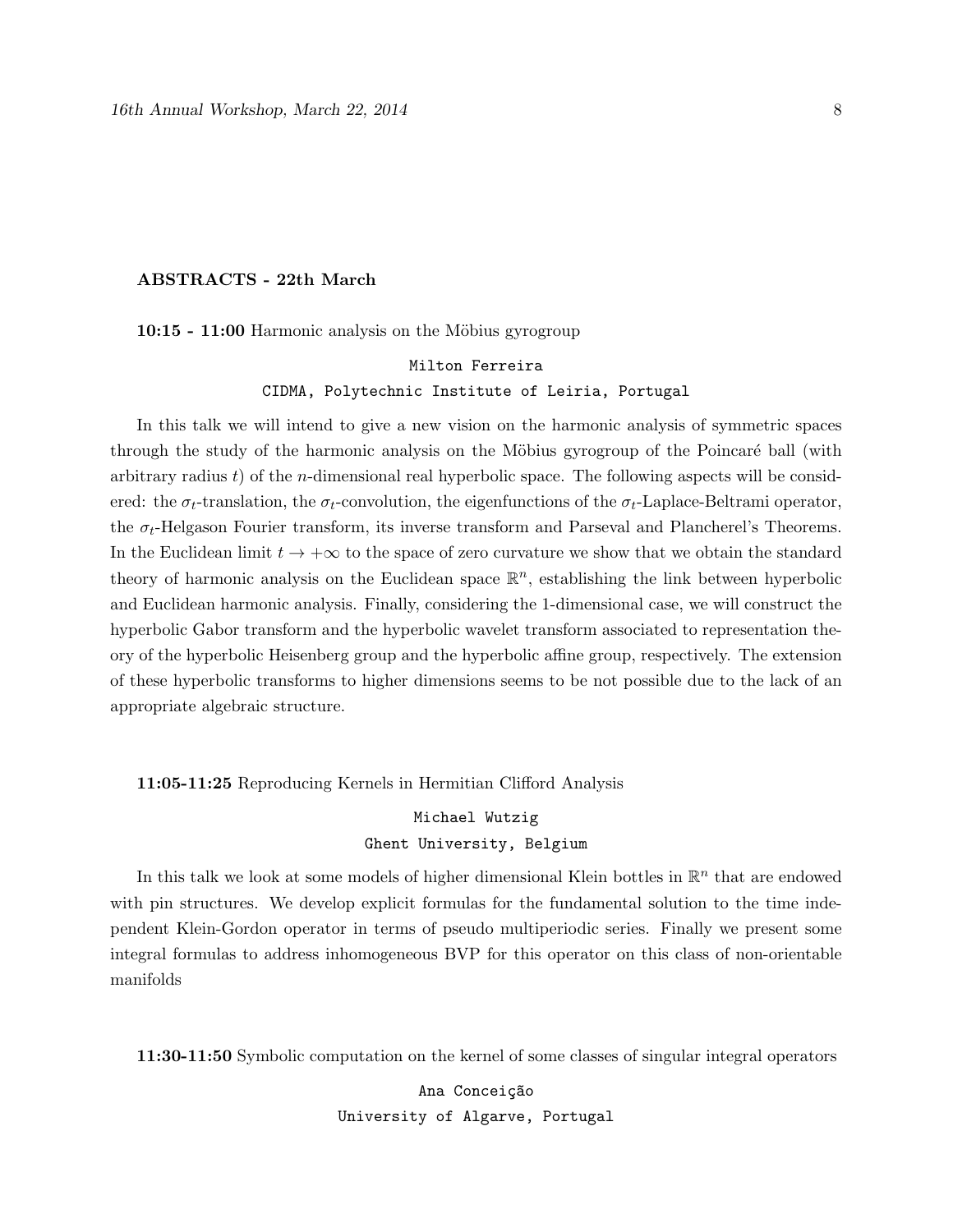## ABSTRACTS - 22th March

**10:15 - 11:00** Harmonic analysis on the Möbius gyrogroup

`Milton Ferreira`

`CIDMA, Polytechnic Institute of Leiria, Portugal`

In this talk we will intend to give a new vision on the harmonic analysis of symmetric spaces through the study of the harmonic analysis on the Möbius gyrogroup of the Poincaré ball (with arbitrary radius $t$) of the $n$-dimensional real hyperbolic space. The following aspects will be considered: the $\sigma_t$-translation, the $\sigma_t$-convolution, the eigenfunctions of the $\sigma_t$-Laplace-Beltrami operator, the $\sigma_t$-Helgason Fourier transform, its inverse transform and Parseval and Plancherel's Theorems. In the Euclidean limit $t \to +\infty$ to the space of zero curvature we show that we obtain the standard theory of harmonic analysis on the Euclidean space $\mathbb{R}^n$, establishing the link between hyperbolic and Euclidean harmonic analysis. Finally, considering the 1-dimensional case, we will construct the hyperbolic Gabor transform and the hyperbolic wavelet transform associated to representation theory of the hyperbolic Heisenberg group and the hyperbolic affine group, respectively. The extension of these hyperbolic transforms to higher dimensions seems to be not possible due to the lack of an appropriate algebraic structure.

**11:05-11:25** Reproducing Kernels in Hermitian Clifford Analysis

`Michael Wutzig`

`Ghent University, Belgium`

In this talk we look at some models of higher dimensional Klein bottles in $\mathbb{R}^n$ that are endowed with pin structures. We develop explicit formulas for the fundamental solution to the time independent Klein-Gordon operator in terms of pseudo multiperiodic series. Finally we present some integral formulas to address inhomogeneous BVP for this operator on this class of non-orientable manifolds

**11:30-11:50** Symbolic computation on the kernel of some classes of singular integral operators

`Ana Conceição`

`University of Algarve, Portugal`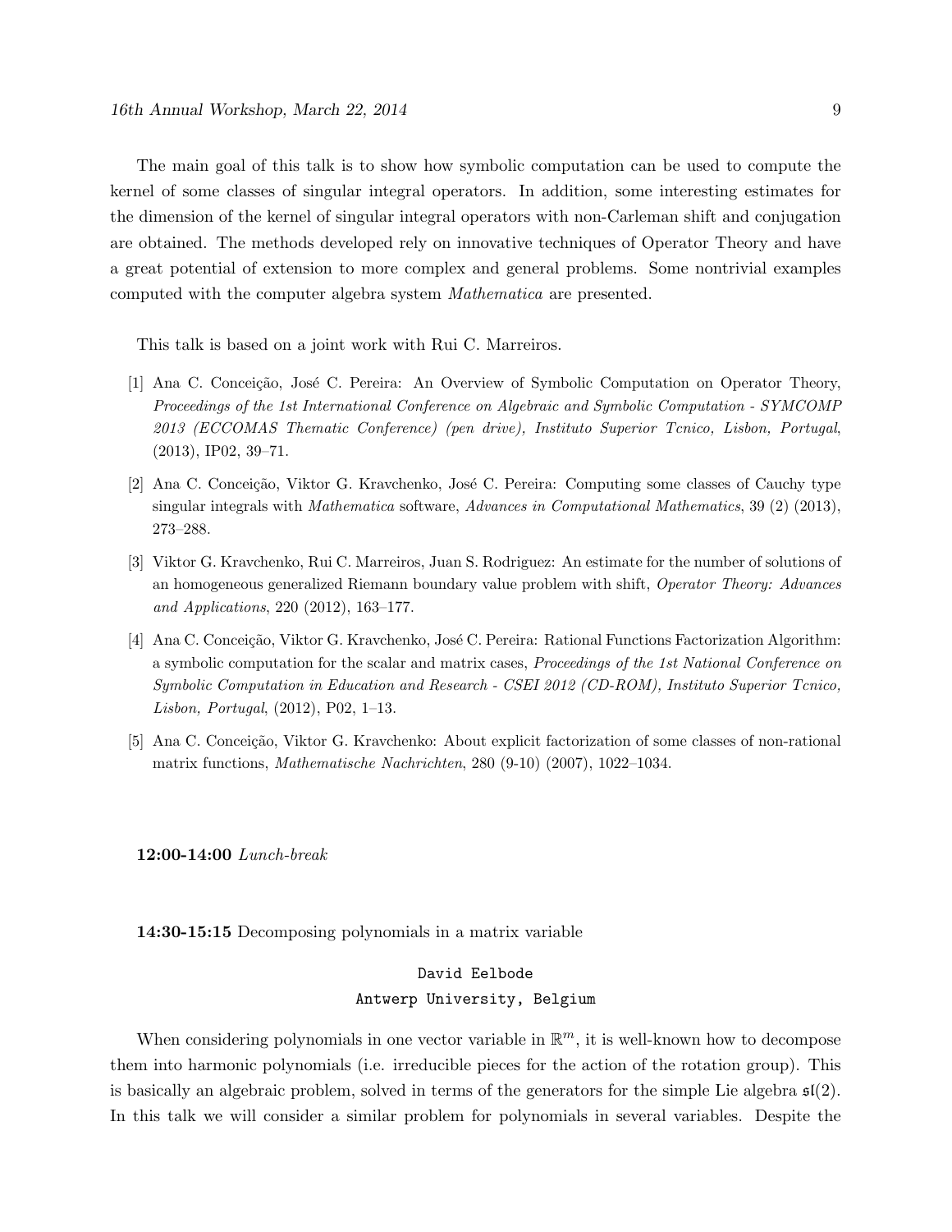The main goal of this talk is to show how symbolic computation can be used to compute the kernel of some classes of singular integral operators. In addition, some interesting estimates for the dimension of the kernel of singular integral operators with non-Carleman shift and conjugation are obtained. The methods developed rely on innovative techniques of Operator Theory and have a great potential of extension to more complex and general problems. Some nontrivial examples computed with the computer algebra system *Mathematica* are presented.

This talk is based on a joint work with Rui C. Marreiros.

[1] Ana C. Conceição, José C. Pereira: An Overview of Symbolic Computation on Operator Theory, *Proceedings of the 1st International Conference on Algebraic and Symbolic Computation - SYMCOMP 2013 (ECCOMAS Thematic Conference) (pen drive), Instituto Superior Tcnico, Lisbon, Portugal*, (2013), IP02, 39–71.

[2] Ana C. Conceição, Viktor G. Kravchenko, José C. Pereira: Computing some classes of Cauchy type singular integrals with *Mathematica* software, *Advances in Computational Mathematics*, 39 (2) (2013), 273–288.

[3] Viktor G. Kravchenko, Rui C. Marreiros, Juan S. Rodriguez: An estimate for the number of solutions of an homogeneous generalized Riemann boundary value problem with shift, *Operator Theory: Advances and Applications*, 220 (2012), 163–177.

[4] Ana C. Conceição, Viktor G. Kravchenko, José C. Pereira: Rational Functions Factorization Algorithm: a symbolic computation for the scalar and matrix cases, *Proceedings of the 1st National Conference on Symbolic Computation in Education and Research - CSEI 2012 (CD-ROM), Instituto Superior Tcnico, Lisbon, Portugal*, (2012), P02, 1–13.

[5] Ana C. Conceição, Viktor G. Kravchenko: About explicit factorization of some classes of non-rational matrix functions, *Mathematische Nachrichten*, 280 (9-10) (2007), 1022–1034.

**12:00-14:00** *Lunch-break*

**14:30-15:15** Decomposing polynomials in a matrix variable

David Eelbode
Antwerp University, Belgium

When considering polynomials in one vector variable in $\mathbb{R}^m$, it is well-known how to decompose them into harmonic polynomials (i.e. irreducible pieces for the action of the rotation group). This is basically an algebraic problem, solved in terms of the generators for the simple Lie algebra $\mathfrak{sl}(2)$. In this talk we will consider a similar problem for polynomials in several variables. Despite the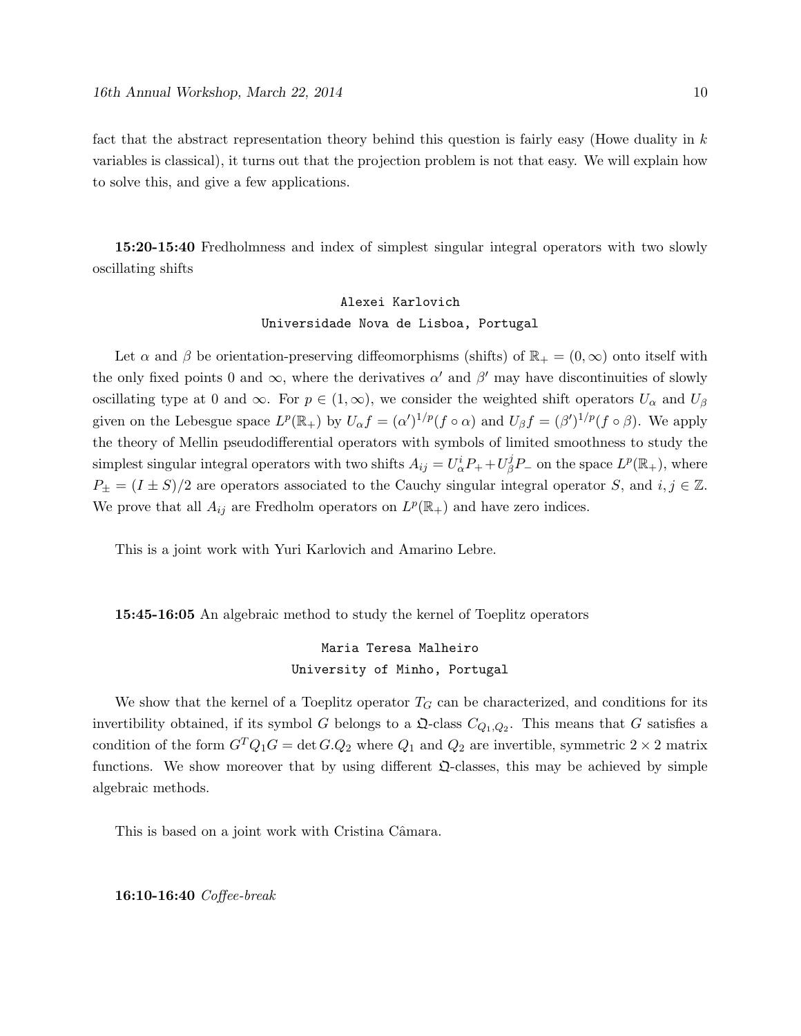fact that the abstract representation theory behind this question is fairly easy (Howe duality in $k$ variables is classical), it turns out that the projection problem is not that easy. We will explain how to solve this, and give a few applications.

**15:20-15:40** Fredholmness and index of simplest singular integral operators with two slowly oscillating shifts

Alexei Karlovich
Universidade Nova de Lisboa, Portugal

Let $\alpha$ and $\beta$ be orientation-preserving diffeomorphisms (shifts) of $\mathbb{R}_+ = (0, \infty)$ onto itself with the only fixed points 0 and $\infty$, where the derivatives $\alpha'$ and $\beta'$ may have discontinuities of slowly oscillating type at 0 and $\infty$. For $p \in (1, \infty)$, we consider the weighted shift operators $U_\alpha$ and $U_\beta$ given on the Lebesgue space $L^p(\mathbb{R}_+)$ by $U_\alpha f = (\alpha')^{1/p}(f \circ \alpha)$ and $U_\beta f = (\beta')^{1/p}(f \circ \beta)$. We apply the theory of Mellin pseudodifferential operators with symbols of limited smoothness to study the simplest singular integral operators with two shifts $A_{ij} = U_\alpha^i P_+ + U_\beta^j P_-$ on the space $L^p(\mathbb{R}_+)$, where $P_\pm = (I \pm S)/2$ are operators associated to the Cauchy singular integral operator $S$, and $i, j \in \mathbb{Z}$. We prove that all $A_{ij}$ are Fredholm operators on $L^p(\mathbb{R}_+)$ and have zero indices.

This is a joint work with Yuri Karlovich and Amarino Lebre.

**15:45-16:05** An algebraic method to study the kernel of Toeplitz operators

Maria Teresa Malheiro
University of Minho, Portugal

We show that the kernel of a Toeplitz operator $T_G$ can be characterized, and conditions for its invertibility obtained, if its symbol $G$ belongs to a $\mathfrak{Q}$-class $C_{Q_1,Q_2}$. This means that $G$ satisfies a condition of the form $G^T Q_1 G = \det G . Q_2$ where $Q_1$ and $Q_2$ are invertible, symmetric $2 \times 2$ matrix functions. We show moreover that by using different $\mathfrak{Q}$-classes, this may be achieved by simple algebraic methods.

This is based on a joint work with Cristina Câmara.

**16:10-16:40** *Coffee-break*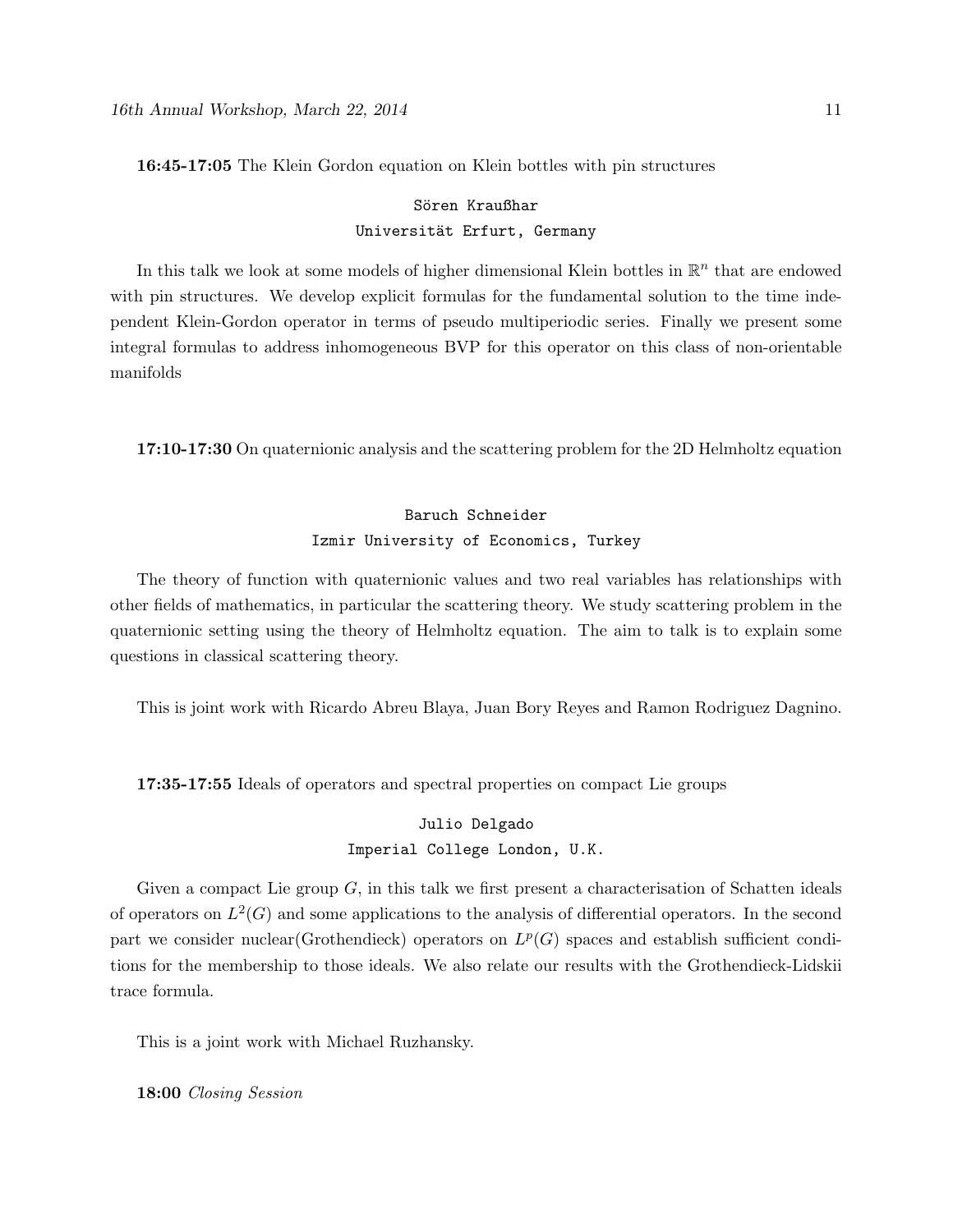**16:45-17:05** The Klein Gordon equation on Klein bottles with pin structures

Sören Kraußhar
Universität Erfurt, Germany

In this talk we look at some models of higher dimensional Klein bottles in $\mathbb{R}^n$ that are endowed with pin structures. We develop explicit formulas for the fundamental solution to the time independent Klein-Gordon operator in terms of pseudo multiperiodic series. Finally we present some integral formulas to address inhomogeneous BVP for this operator on this class of non-orientable manifolds

**17:10-17:30** On quaternionic analysis and the scattering problem for the 2D Helmholtz equation

Baruch Schneider
Izmir University of Economics, Turkey

The theory of function with quaternionic values and two real variables has relationships with other fields of mathematics, in particular the scattering theory. We study scattering problem in the quaternionic setting using the theory of Helmholtz equation. The aim to talk is to explain some questions in classical scattering theory.

This is joint work with Ricardo Abreu Blaya, Juan Bory Reyes and Ramon Rodriguez Dagnino.

**17:35-17:55** Ideals of operators and spectral properties on compact Lie groups

Julio Delgado
Imperial College London, U.K.

Given a compact Lie group $G$, in this talk we first present a characterisation of Schatten ideals of operators on $L^2(G)$ and some applications to the analysis of differential operators. In the second part we consider nuclear(Grothendieck) operators on $L^p(G)$ spaces and establish sufficient conditions for the membership to those ideals. We also relate our results with the Grothendieck-Lidskii trace formula.

This is a joint work with Michael Ruzhansky.

**18:00** *Closing Session*